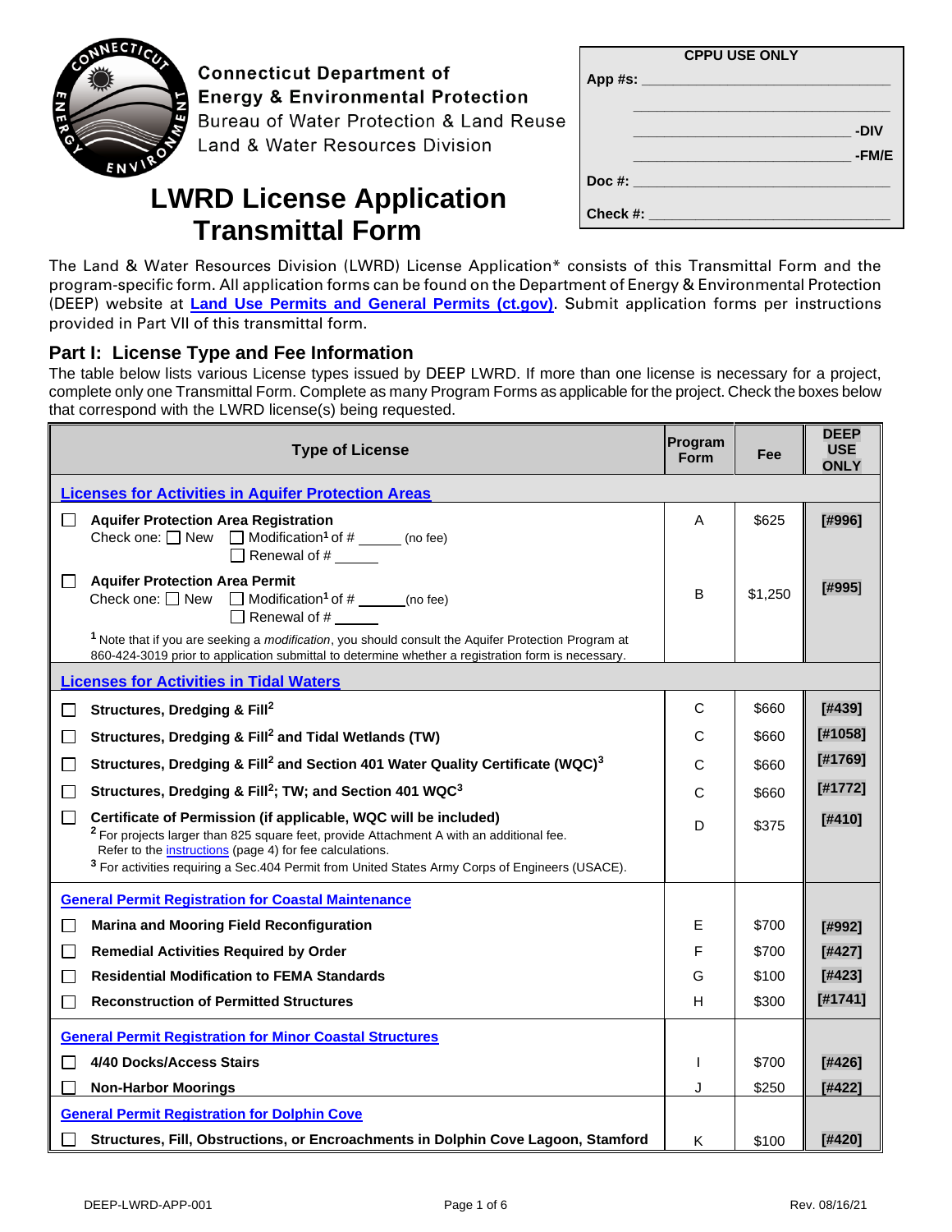**Connecticut Department of Energy & Environmental Protection**
Bureau of Water Protection & Land Reuse
Land & Water Resources Division

| CPPU USE ONLY | |
|---|---|
| App #s: | |
| | |
| | -DIV |
| | -FM/E |
| Doc #: | |
| Check #: | |

# LWRD License Application Transmittal Form

The Land & Water Resources Division (LWRD) License Application* consists of this Transmittal Form and the program-specific form. All application forms can be found on the Department of Energy & Environmental Protection (DEEP) website at **Land Use Permits and General Permits (ct.gov)**. Submit application forms per instructions provided in Part VII of this transmittal form.

## Part I: License Type and Fee Information

The table below lists various License types issued by DEEP LWRD. If more than one license is necessary for a project, complete only one Transmittal Form. Complete as many Program Forms as applicable for the project. Check the boxes below that correspond with the LWRD license(s) being requested.

| Type of License | Program Form | Fee | DEEP USE ONLY |
|---|---|---|---|
| **Licenses for Activities in Aquifer Protection Areas** | | | |
| ☐ **Aquifer Protection Area Registration**<br>Check one: ☐ New ☐ Modification[1] of # ______ (no fee)<br>☐ Renewal of # ______ | A | $625 | [#996] |
| ☐ **Aquifer Protection Area Permit**<br>Check one: ☐ New ☐ Modification[1] of # ______ (no fee)<br>☐ Renewal of # ______ | B | $1,250 | [#995] |
| [1] Note that if you are seeking a *modification*, you should consult the Aquifer Protection Program at 860-424-3019 prior to application submittal to determine whether a registration form is necessary. | | | |
| **Licenses for Activities in Tidal Waters** | | | |
| ☐ **Structures, Dredging & Fill[2]** | C | $660 | [#439] |
| ☐ **Structures, Dredging & Fill[2] and Tidal Wetlands (TW)** | C | $660 | [#1058] |
| ☐ **Structures, Dredging & Fill[2] and Section 401 Water Quality Certificate (WQC)[3]** | C | $660 | [#1769] |
| ☐ **Structures, Dredging & Fill[2]; TW; and Section 401 WQC[3]** | C | $660 | [#1772] |
| ☐ **Certificate of Permission (if applicable, WQC will be included)**<br>[2] For projects larger than 825 square feet, provide Attachment A with an additional fee. Refer to the instructions (page 4) for fee calculations.<br>[3] For activities requiring a Sec.404 Permit from United States Army Corps of Engineers (USACE). | D | $375 | [#410] |
| **General Permit Registration for Coastal Maintenance** | | | |
| ☐ **Marina and Mooring Field Reconfiguration** | E | $700 | [#992] |
| ☐ **Remedial Activities Required by Order** | F | $700 | [#427] |
| ☐ **Residential Modification to FEMA Standards** | G | $100 | [#423] |
| ☐ **Reconstruction of Permitted Structures** | H | $300 | [#1741] |
| **General Permit Registration for Minor Coastal Structures** | | | |
| ☐ **4/40 Docks/Access Stairs** | I | $700 | [#426] |
| ☐ **Non-Harbor Moorings** | J | $250 | [#422] |
| **General Permit Registration for Dolphin Cove** | | | |
| ☐ **Structures, Fill, Obstructions, or Encroachments in Dolphin Cove Lagoon, Stamford** | K | $100 | [#420] |

DEEP-LWRD-APP-001 Rev. 08/16/21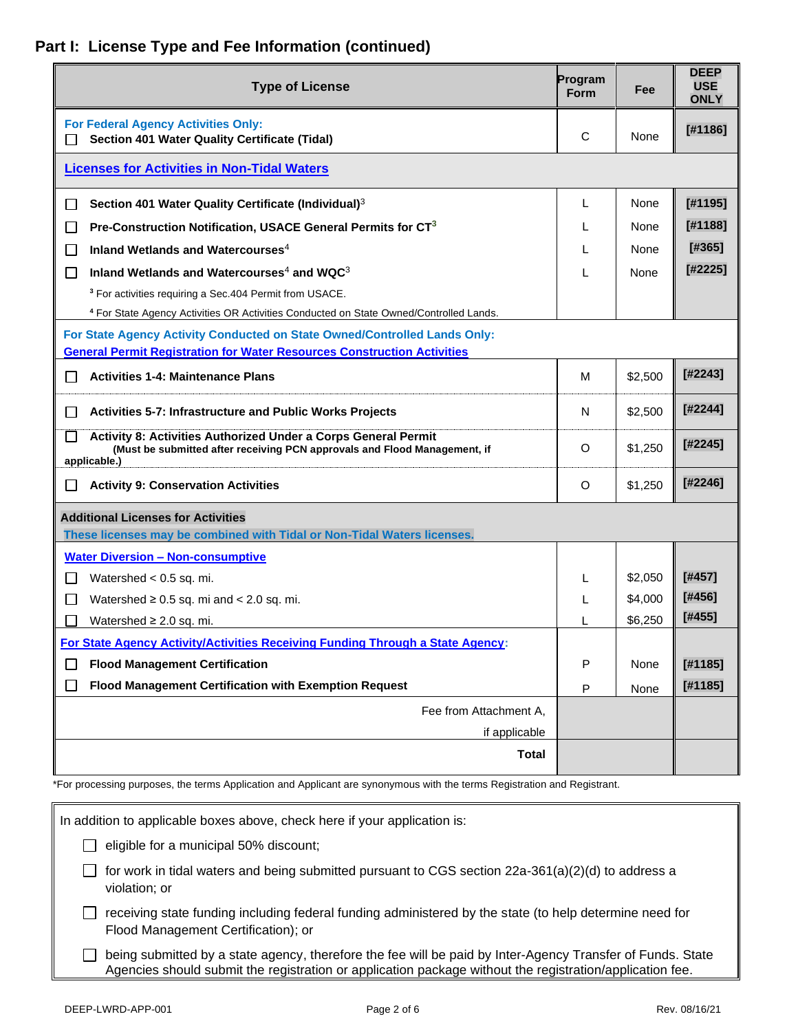## Part I: License Type and Fee Information (continued)

| Type of License | Program Form | Fee | DEEP USE ONLY |
|---|---|---|---|
| **For Federal Agency Activities Only:** ☐ **Section 401 Water Quality Certificate (Tidal)** | C | None | [#1186] |
| **Licenses for Activities in Non-Tidal Waters** | | | |
| ☐ **Section 401 Water Quality Certificate (Individual)**[3] | L | None | [#1195] |
| ☐ **Pre-Construction Notification, USACE General Permits for CT**[3] | L | None | [#1188] |
| ☐ **Inland Wetlands and Watercourses**[4] | L | None | [#365] |
| ☐ **Inland Wetlands and Watercourses**[4] **and WQC**[3] | L | None | [#2225] |
| [3] For activities requiring a Sec.404 Permit from USACE. [4] For State Agency Activities OR Activities Conducted on State Owned/Controlled Lands. | | | |
| **For State Agency Activity Conducted on State Owned/Controlled Lands Only:** **General Permit Registration for Water Resources Construction Activities** | | | |
| ☐ **Activities 1-4: Maintenance Plans** | M | $2,500 | [#2243] |
| ☐ **Activities 5-7: Infrastructure and Public Works Projects** | N | $2,500 | [#2244] |
| ☐ **Activity 8: Activities Authorized Under a Corps General Permit** **(Must be submitted after receiving PCN approvals and Flood Management, if applicable.)** | O | $1,250 | [#2245] |
| ☐ **Activity 9: Conservation Activities** | O | $1,250 | [#2246] |
| **Additional Licenses for Activities** These licenses may be combined with Tidal or Non-Tidal Waters licenses. | | | |
| **Water Diversion – Non-consumptive** | | | |
| ☐ Watershed < 0.5 sq. mi. | L | $2,050 | [#457] |
| ☐ Watershed ≥ 0.5 sq. mi and < 2.0 sq. mi. | L | $4,000 | [#456] |
| ☐ Watershed ≥ 2.0 sq. mi. | L | $6,250 | [#455] |
| **For State Agency Activity/Activities Receiving Funding Through a State Agency:** | | | |
| ☐ **Flood Management Certification** | P | None | [#1185] |
| ☐ **Flood Management Certification with Exemption Request** | P | None | [#1185] |
| Fee from Attachment A, if applicable | | | |
| **Total** | | | |

*For processing purposes, the terms Application and Applicant are synonymous with the terms Registration and Registrant.

In addition to applicable boxes above, check here if your application is:

- ☐ eligible for a municipal 50% discount;
- ☐ for work in tidal waters and being submitted pursuant to CGS section 22a-361(a)(2)(d) to address a violation; or
- ☐ receiving state funding including federal funding administered by the state (to help determine need for Flood Management Certification); or
- ☐ being submitted by a state agency, therefore the fee will be paid by Inter-Agency Transfer of Funds. State Agencies should submit the registration or application package without the registration/application fee.

DEEP-LWRD-APP-001 Rev. 08/16/21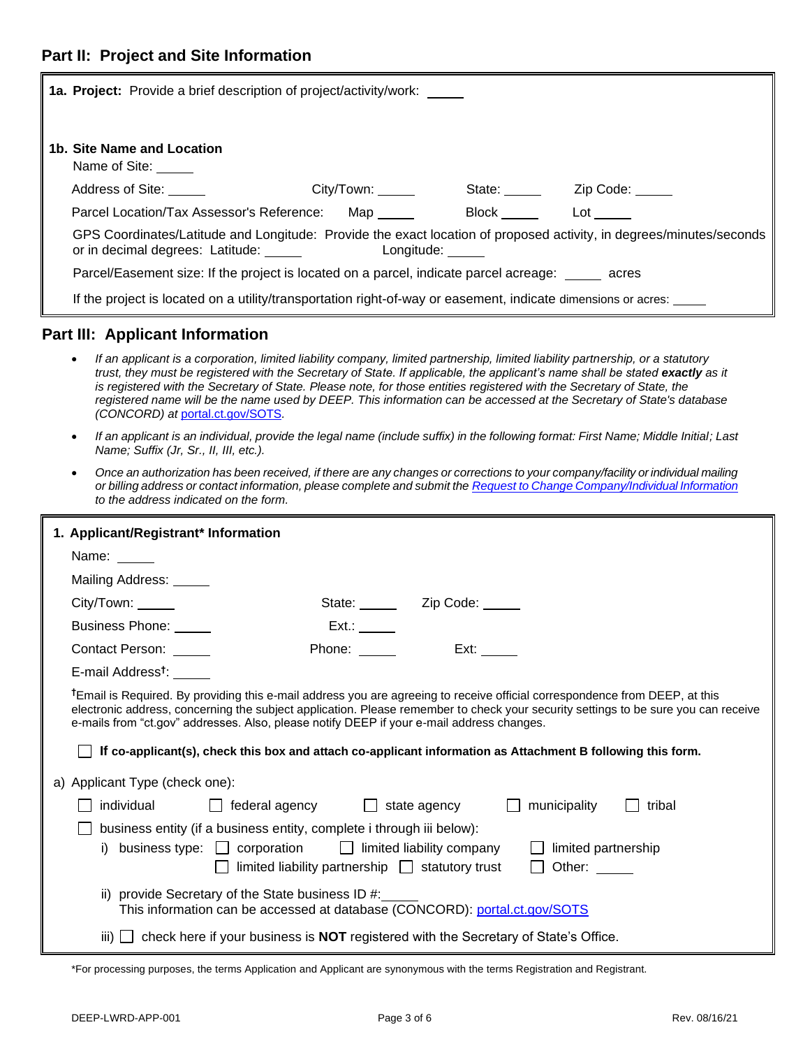## Part II: Project and Site Information

**1a. Project:** Provide a brief description of project/activity/work: _____

**1b. Site Name and Location**

Name of Site: _____

Address of Site: _____ City/Town: _____ State: _____ Zip Code: _____

Parcel Location/Tax Assessor's Reference: Map _____ Block _____ Lot _____

GPS Coordinates/Latitude and Longitude: Provide the exact location of proposed activity, in degrees/minutes/seconds or in decimal degrees: Latitude: _____ Longitude: _____

Parcel/Easement size: If the project is located on a parcel, indicate parcel acreage: _____ acres

If the project is located on a utility/transportation right-of-way or easement, indicate dimensions or acres: _____

## Part III: Applicant Information

- *If an applicant is a corporation, limited liability company, limited partnership, limited liability partnership, or a statutory trust, they must be registered with the Secretary of State. If applicable, the applicant's name shall be stated* ***exactly*** *as it is registered with the Secretary of State. Please note, for those entities registered with the Secretary of State, the registered name will be the name used by DEEP. This information can be accessed at the Secretary of State's database (CONCORD) at* portal.ct.gov/SOTS.
- *If an applicant is an individual, provide the legal name (include suffix) in the following format: First Name; Middle Initial; Last Name; Suffix (Jr, Sr., II, III, etc.).*
- *Once an authorization has been received, if there are any changes or corrections to your company/facility or individual mailing or billing address or contact information, please complete and submit the* *Request to Change Company/Individual Information* *to the address indicated on the form.*

**1. Applicant/Registrant* Information**

Name: _____

Mailing Address: _____

City/Town: _____ State: _____ Zip Code: _____

Business Phone: _____ Ext.: _____

Contact Person: _____ Phone: _____ Ext: _____

E-mail Address†: _____

†Email is Required. By providing this e-mail address you are agreeing to receive official correspondence from DEEP, at this electronic address, concerning the subject application. Please remember to check your security settings to be sure you can receive e-mails from "ct.gov" addresses. Also, please notify DEEP if your e-mail address changes.

☐ **If co-applicant(s), check this box and attach co-applicant information as Attachment B following this form.**

a) Applicant Type (check one):

☐ individual ☐ federal agency ☐ state agency ☐ municipality ☐ tribal

☐ business entity (if a business entity, complete i through iii below):

i) business type: ☐ corporation ☐ limited liability company ☐ limited partnership ☐ limited liability partnership ☐ statutory trust ☐ Other: _____

ii) provide Secretary of the State business ID #: _____
This information can be accessed at database (CONCORD): portal.ct.gov/SOTS

iii) ☐ check here if your business is **NOT** registered with the Secretary of State's Office.

*For processing purposes, the terms Application and Applicant are synonymous with the terms Registration and Registrant.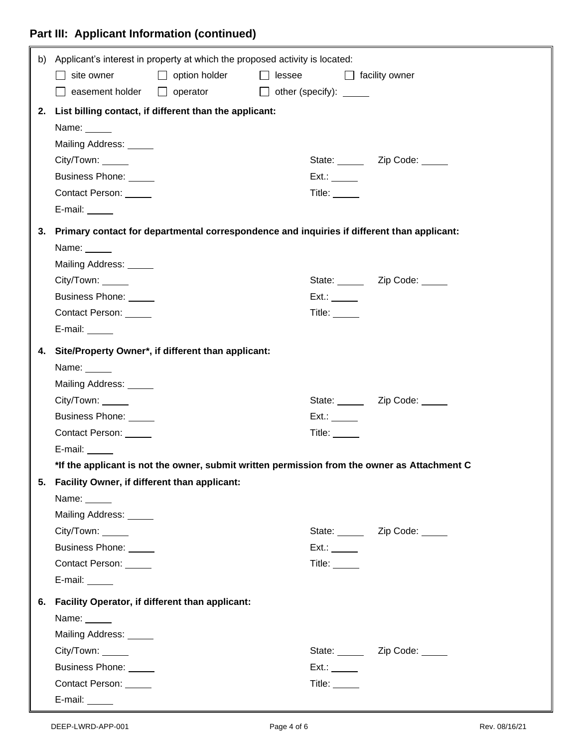## Part III: Applicant Information (continued)

b) Applicant's interest in property at which the proposed activity is located:

- [ ] site owner
- [ ] option holder
- [ ] lessee
- [ ] facility owner
- [ ] easement holder
- [ ] operator
- [ ] other (specify): _____

**2. List billing contact, if different than the applicant:**

Name: _____

Mailing Address: _____

City/Town: _____ State: _____ Zip Code: _____

Business Phone: _____ Ext.: _____

Contact Person: _____ Title: _____

E-mail: _____

**3. Primary contact for departmental correspondence and inquiries if different than applicant:**

Name: _____

Mailing Address: _____

City/Town: _____ State: _____ Zip Code: _____

Business Phone: _____ Ext.: _____

Contact Person: _____ Title: _____

E-mail: _____

**4. Site/Property Owner*, if different than applicant:**

Name: _____

Mailing Address: _____

City/Town: _____ State: _____ Zip Code: _____

Business Phone: _____ Ext.: _____

Contact Person: _____ Title: _____

E-mail: _____

***If the applicant is not the owner, submit written permission from the owner as Attachment C**

**5. Facility Owner, if different than applicant:**

Name: _____

Mailing Address: _____

City/Town: _____ State: _____ Zip Code: _____

Business Phone: _____ Ext.: _____

Contact Person: _____ Title: _____

E-mail: _____

**6. Facility Operator, if different than applicant:**

Name: _____

Mailing Address: _____

City/Town: _____ State: _____ Zip Code: _____

Business Phone: _____ Ext.: _____

Contact Person: _____ Title: _____

E-mail: _____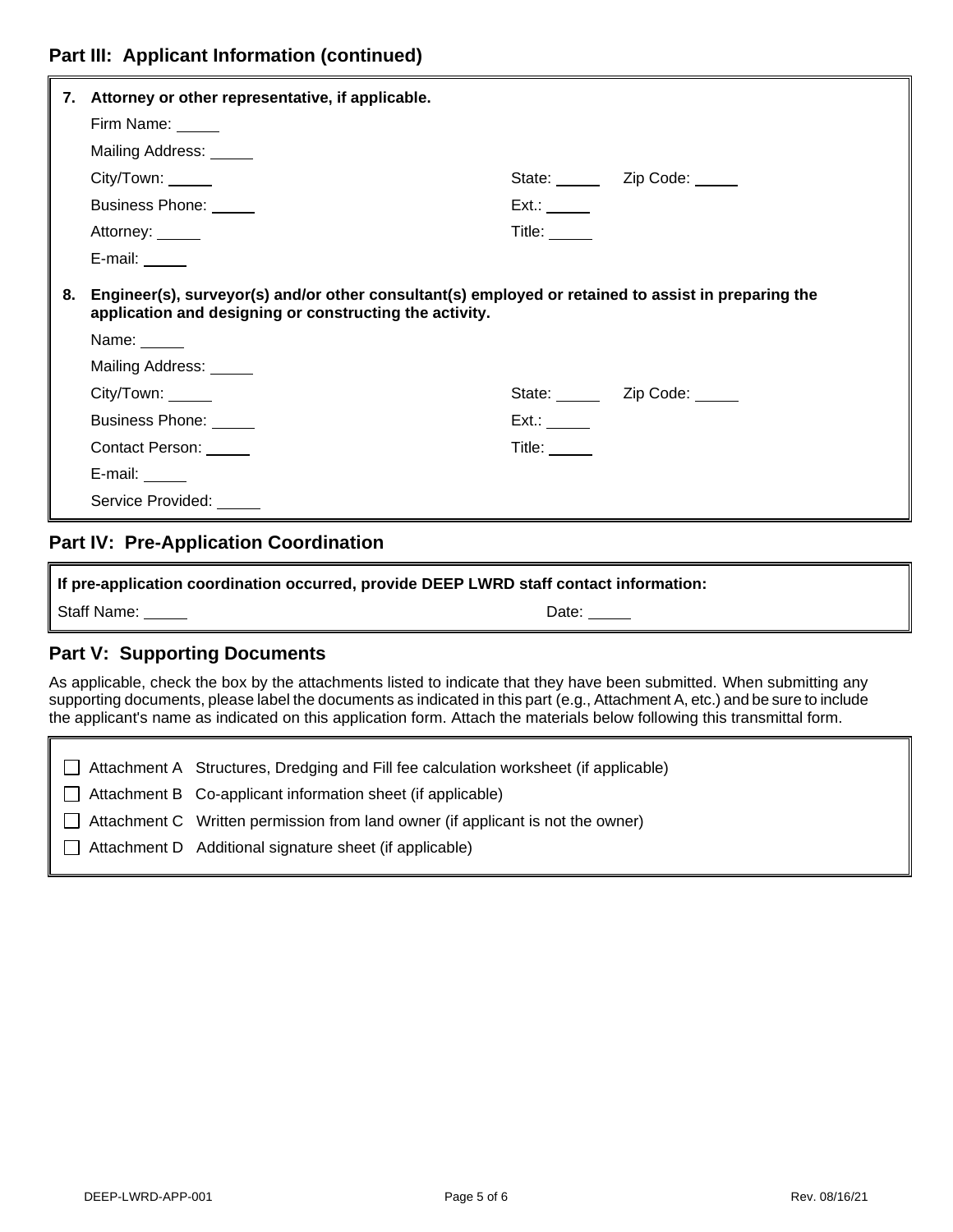## Part III: Applicant Information (continued)

**7. Attorney or other representative, if applicable.**

Firm Name: _____

Mailing Address: _____

City/Town: _____ State: _____ Zip Code: _____

Business Phone: _____ Ext.: _____

Attorney: _____ Title: _____

E-mail: _____

**8. Engineer(s), surveyor(s) and/or other consultant(s) employed or retained to assist in preparing the application and designing or constructing the activity.**

Name: _____

Mailing Address: _____

City/Town: _____ State: _____ Zip Code: _____

Business Phone: _____ Ext.: _____

Contact Person: _____ Title: _____

E-mail: _____

Service Provided: _____

## Part IV: Pre-Application Coordination

**If pre-application coordination occurred, provide DEEP LWRD staff contact information:**

Staff Name: _____ Date: _____

## Part V: Supporting Documents

As applicable, check the box by the attachments listed to indicate that they have been submitted. When submitting any supporting documents, please label the documents as indicated in this part (e.g., Attachment A, etc.) and be sure to include the applicant's name as indicated on this application form. Attach the materials below following this transmittal form.

- ☐ Attachment A Structures, Dredging and Fill fee calculation worksheet (if applicable)
- ☐ Attachment B Co-applicant information sheet (if applicable)
- ☐ Attachment C Written permission from land owner (if applicant is not the owner)
- ☐ Attachment D Additional signature sheet (if applicable)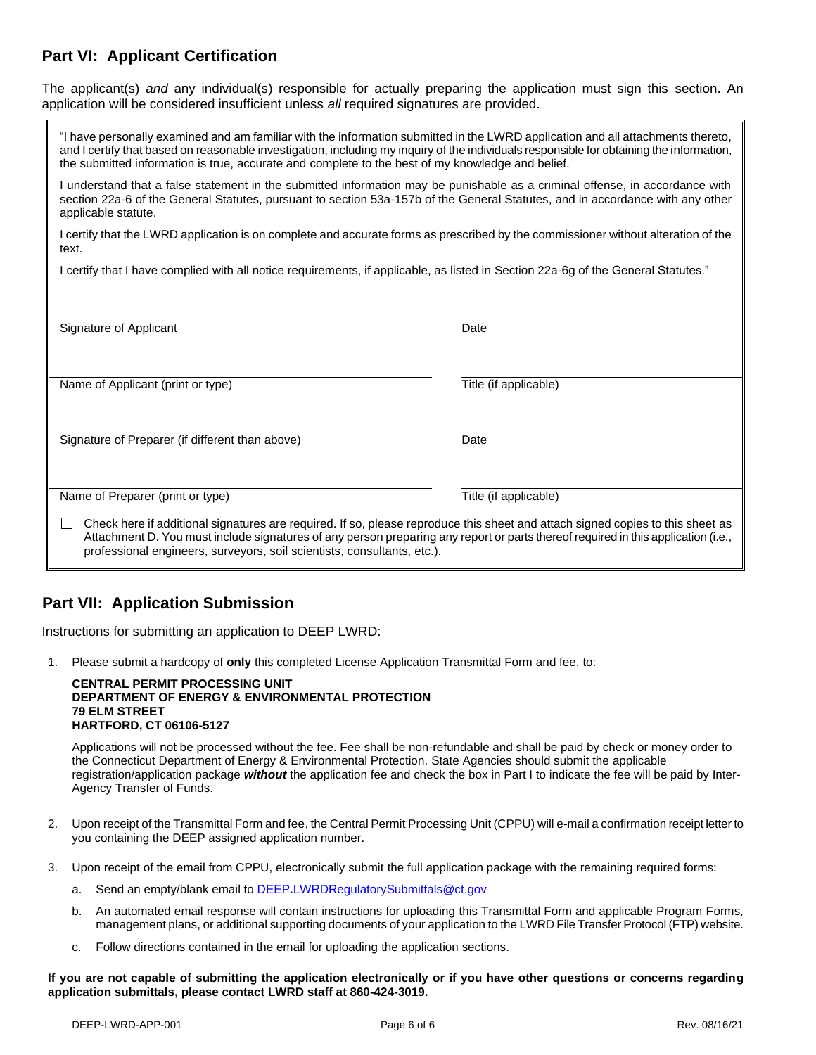## Part VI: Applicant Certification

The applicant(s) *and* any individual(s) responsible for actually preparing the application must sign this section. An application will be considered insufficient unless *all* required signatures are provided.

"I have personally examined and am familiar with the information submitted in the LWRD application and all attachments thereto, and I certify that based on reasonable investigation, including my inquiry of the individuals responsible for obtaining the information, the submitted information is true, accurate and complete to the best of my knowledge and belief.

I understand that a false statement in the submitted information may be punishable as a criminal offense, in accordance with section 22a-6 of the General Statutes, pursuant to section 53a-157b of the General Statutes, and in accordance with any other applicable statute.

I certify that the LWRD application is on complete and accurate forms as prescribed by the commissioner without alteration of the text.

I certify that I have complied with all notice requirements, if applicable, as listed in Section 22a-6g of the General Statutes."

| | |
|---|---|
| Signature of Applicant | Date |
| Name of Applicant (print or type) | Title (if applicable) |
| Signature of Preparer (if different than above) | Date |
| Name of Preparer (print or type) | Title (if applicable) |

☐ Check here if additional signatures are required. If so, please reproduce this sheet and attach signed copies to this sheet as Attachment D. You must include signatures of any person preparing any report or parts thereof required in this application (i.e., professional engineers, surveyors, soil scientists, consultants, etc.).

## Part VII: Application Submission

Instructions for submitting an application to DEEP LWRD:

1. Please submit a hardcopy of **only** this completed License Application Transmittal Form and fee, to:

   **CENTRAL PERMIT PROCESSING UNIT**
   **DEPARTMENT OF ENERGY & ENVIRONMENTAL PROTECTION**
   **79 ELM STREET**
   **HARTFORD, CT 06106-5127**

   Applications will not be processed without the fee. Fee shall be non-refundable and shall be paid by check or money order to the Connecticut Department of Energy & Environmental Protection. State Agencies should submit the applicable registration/application package ***without*** the application fee and check the box in Part I to indicate the fee will be paid by Inter-Agency Transfer of Funds.

2. Upon receipt of the Transmittal Form and fee, the Central Permit Processing Unit (CPPU) will e-mail a confirmation receipt letter to you containing the DEEP assigned application number.

3. Upon receipt of the email from CPPU, electronically submit the full application package with the remaining required forms:

   a. Send an empty/blank email to DEEP.LWRDRegulatorySubmittals@ct.gov

   b. An automated email response will contain instructions for uploading this Transmittal Form and applicable Program Forms, management plans, or additional supporting documents of your application to the LWRD File Transfer Protocol (FTP) website.

   c. Follow directions contained in the email for uploading the application sections.

**If you are not capable of submitting the application electronically or if you have other questions or concerns regarding application submittals, please contact LWRD staff at 860-424-3019.**

DEEP-LWRD-APP-001 Rev. 08/16/21